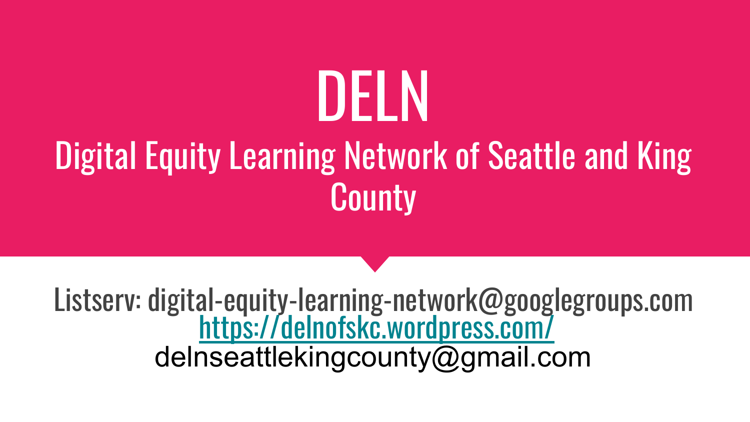# DELN

## Digital Equity Learning Network of Seattle and King County

Listserv: digital-equity-learning-network@googlegroups.com
https://delnofskc.wordpress.com/
delnseattlekingcounty@gmail.com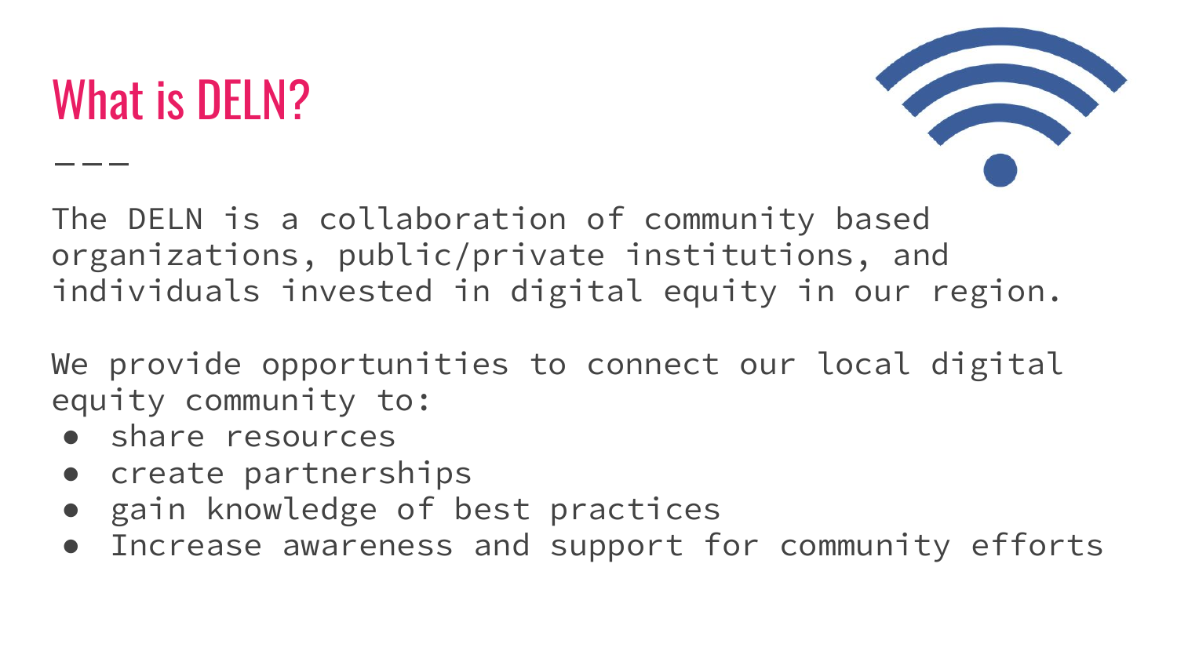# What is DELN?

---

The DELN is a collaboration of community based organizations, public/private institutions, and individuals invested in digital equity in our region.

We provide opportunities to connect our local digital equity community to:

- share resources
- create partnerships
- gain knowledge of best practices
- Increase awareness and support for community efforts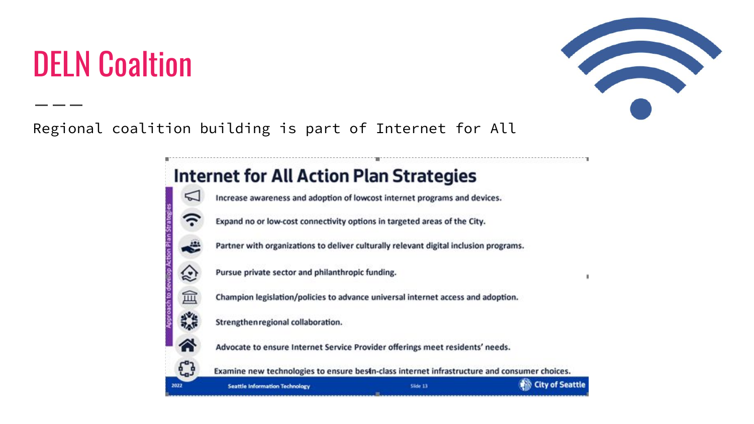# DELN Coaltion

Regional coalition building is part of Internet for All

## Internet for All Action Plan Strategies

- Increase awareness and adoption of lowcost internet programs and devices.
- Expand no or low-cost connectivity options in targeted areas of the City.
- Partner with organizations to deliver culturally relevant digital inclusion programs.
- Pursue private sector and philanthropic funding.
- Champion legislation/policies to advance universal internet access and adoption.
- Strengthenregional collaboration.
- Advocate to ensure Internet Service Provider offerings meet residents' needs.
- Examine new technologies to ensure best-in-class internet infrastructure and consumer choices.

Approach to develop Action Plan Strategies

2022 Seattle Information Technology Slide 13 City of Seattle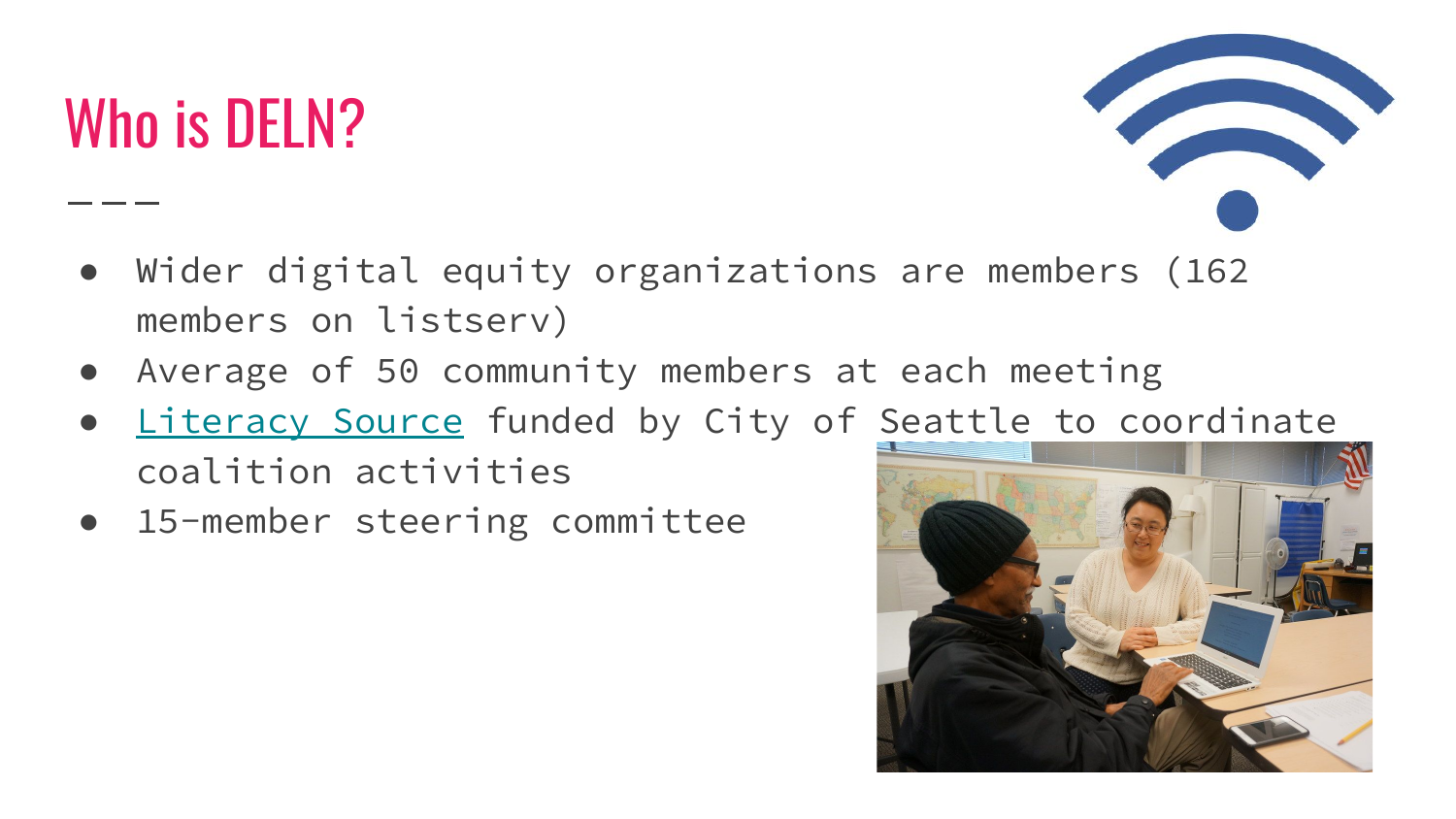# Who is DELN?

- Wider digital equity organizations are members (162 members on listserv)
- Average of 50 community members at each meeting
- Literacy Source funded by City of Seattle to coordinate coalition activities
- 15-member steering committee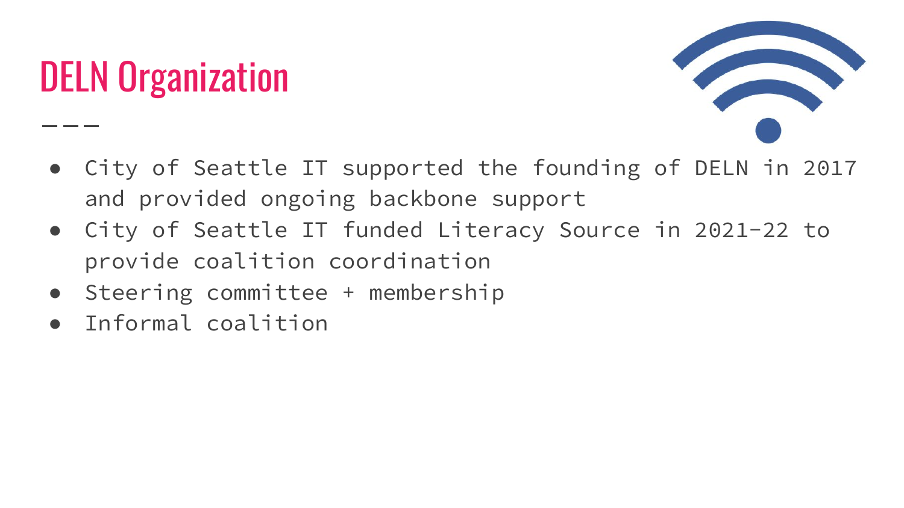# DELN Organization

- City of Seattle IT supported the founding of DELN in 2017 and provided ongoing backbone support
- City of Seattle IT funded Literacy Source in 2021-22 to provide coalition coordination
- Steering committee + membership
- Informal coalition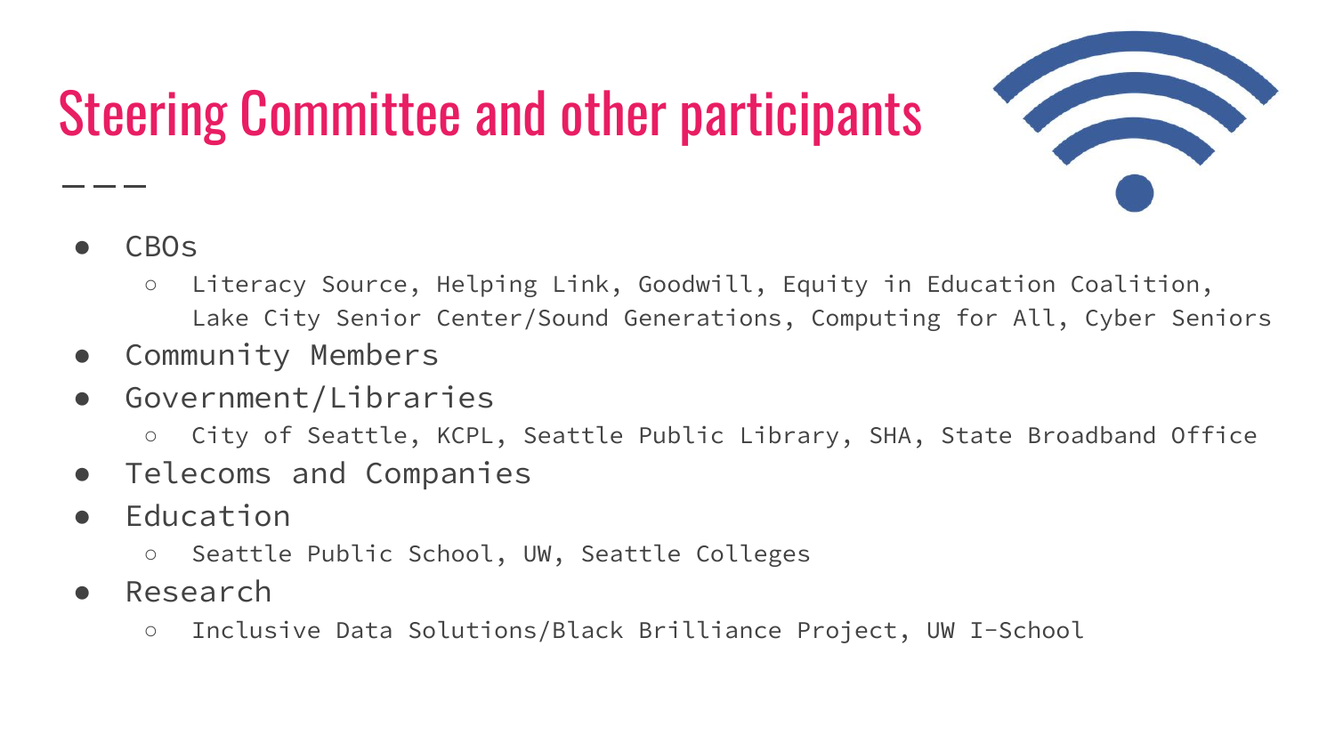# Steering Committee and other participants

- CBOs
  - Literacy Source, Helping Link, Goodwill, Equity in Education Coalition, Lake City Senior Center/Sound Generations, Computing for All, Cyber Seniors
- Community Members
- Government/Libraries
  - City of Seattle, KCPL, Seattle Public Library, SHA, State Broadband Office
- Telecoms and Companies
- Education
  - Seattle Public School, UW, Seattle Colleges
- Research
  - Inclusive Data Solutions/Black Brilliance Project, UW I-School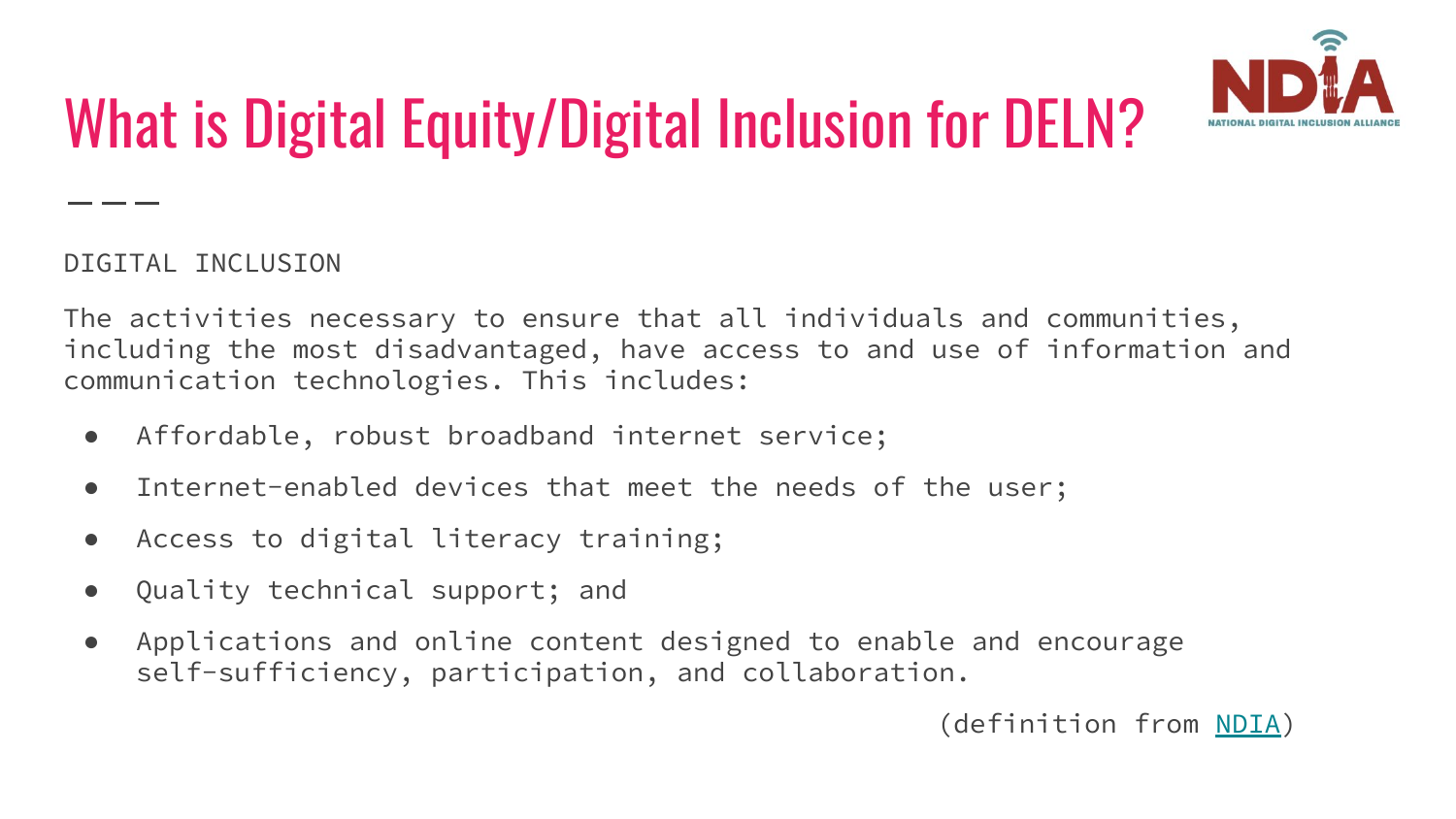# What is Digital Equity/Digital Inclusion for DELN?

DIGITAL INCLUSION

The activities necessary to ensure that all individuals and communities, including the most disadvantaged, have access to and use of information and communication technologies. This includes:

- Affordable, robust broadband internet service;
- Internet-enabled devices that meet the needs of the user;
- Access to digital literacy training;
- Quality technical support; and
- Applications and online content designed to enable and encourage self-sufficiency, participation, and collaboration.

(definition from NDIA)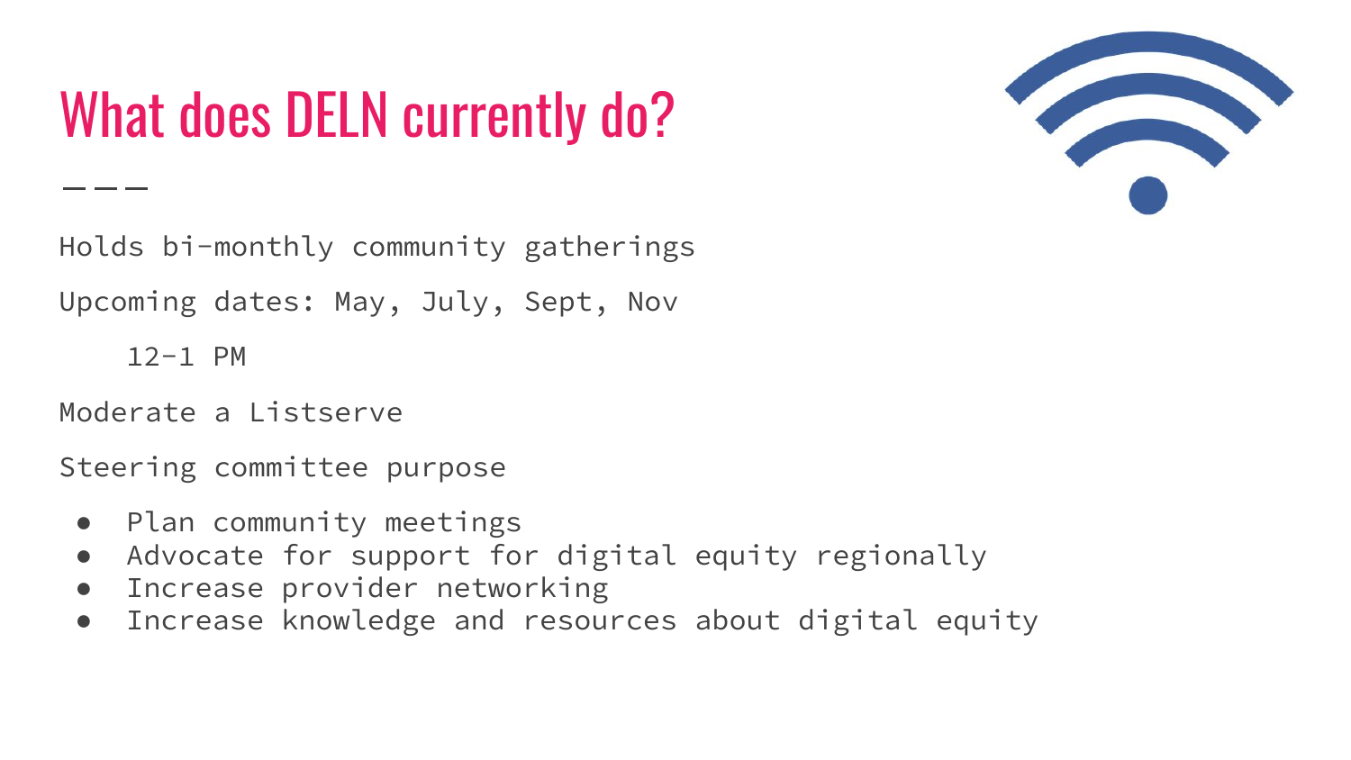# What does DELN currently do?

Holds bi-monthly community gatherings

Upcoming dates: May, July, Sept, Nov

12-1 PM

Moderate a Listserve

Steering committee purpose

- Plan community meetings
- Advocate for support for digital equity regionally
- Increase provider networking
- Increase knowledge and resources about digital equity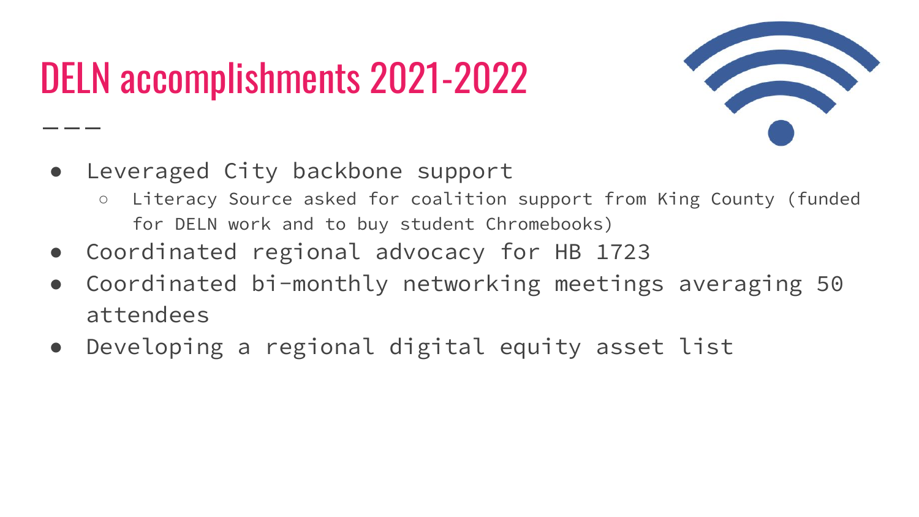# DELN accomplishments 2021-2022

- Leveraged City backbone support
  - Literacy Source asked for coalition support from King County (funded for DELN work and to buy student Chromebooks)
- Coordinated regional advocacy for HB 1723
- Coordinated bi-monthly networking meetings averaging 50 attendees
- Developing a regional digital equity asset list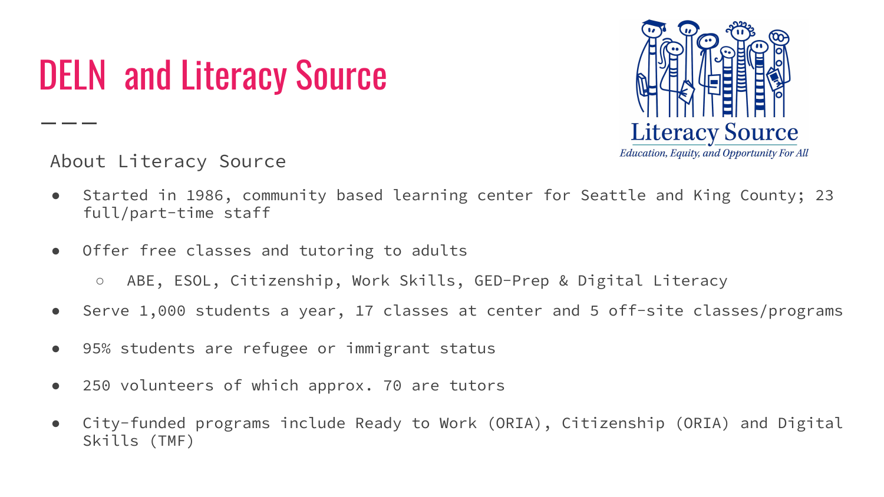# DELN and Literacy Source

Literacy Source

*Education, Equity, and Opportunity For All*

About Literacy Source

- Started in 1986, community based learning center for Seattle and King County; 23 full/part-time staff
- Offer free classes and tutoring to adults
  - ABE, ESOL, Citizenship, Work Skills, GED-Prep & Digital Literacy
- Serve 1,000 students a year, 17 classes at center and 5 off-site classes/programs
- 95% students are refugee or immigrant status
- 250 volunteers of which approx. 70 are tutors
- City-funded programs include Ready to Work (ORIA), Citizenship (ORIA) and Digital Skills (TMF)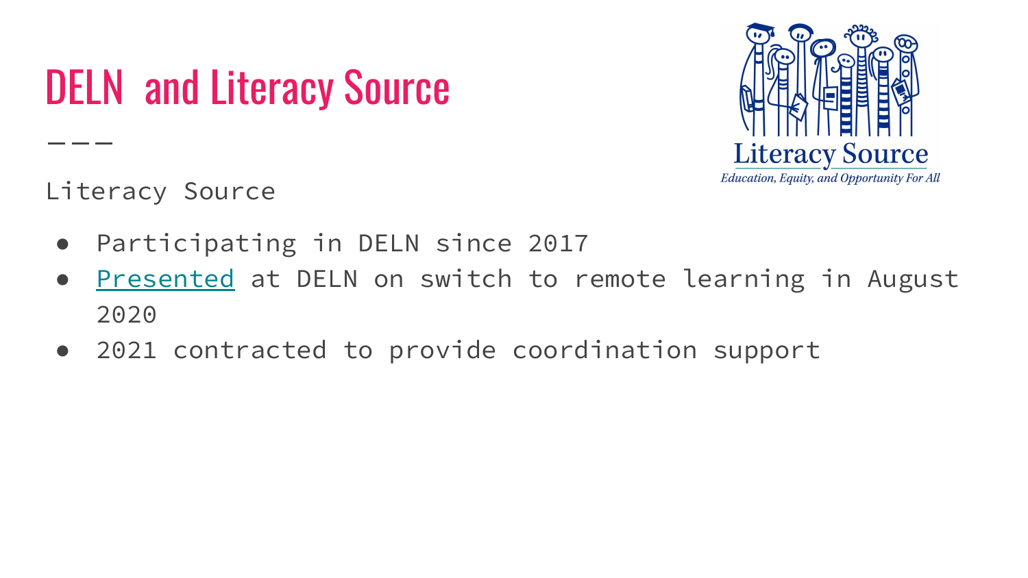# DELN and Literacy Source

---

Literacy Source

- Participating in DELN since 2017
- Presented at DELN on switch to remote learning in August 2020
- 2021 contracted to provide coordination support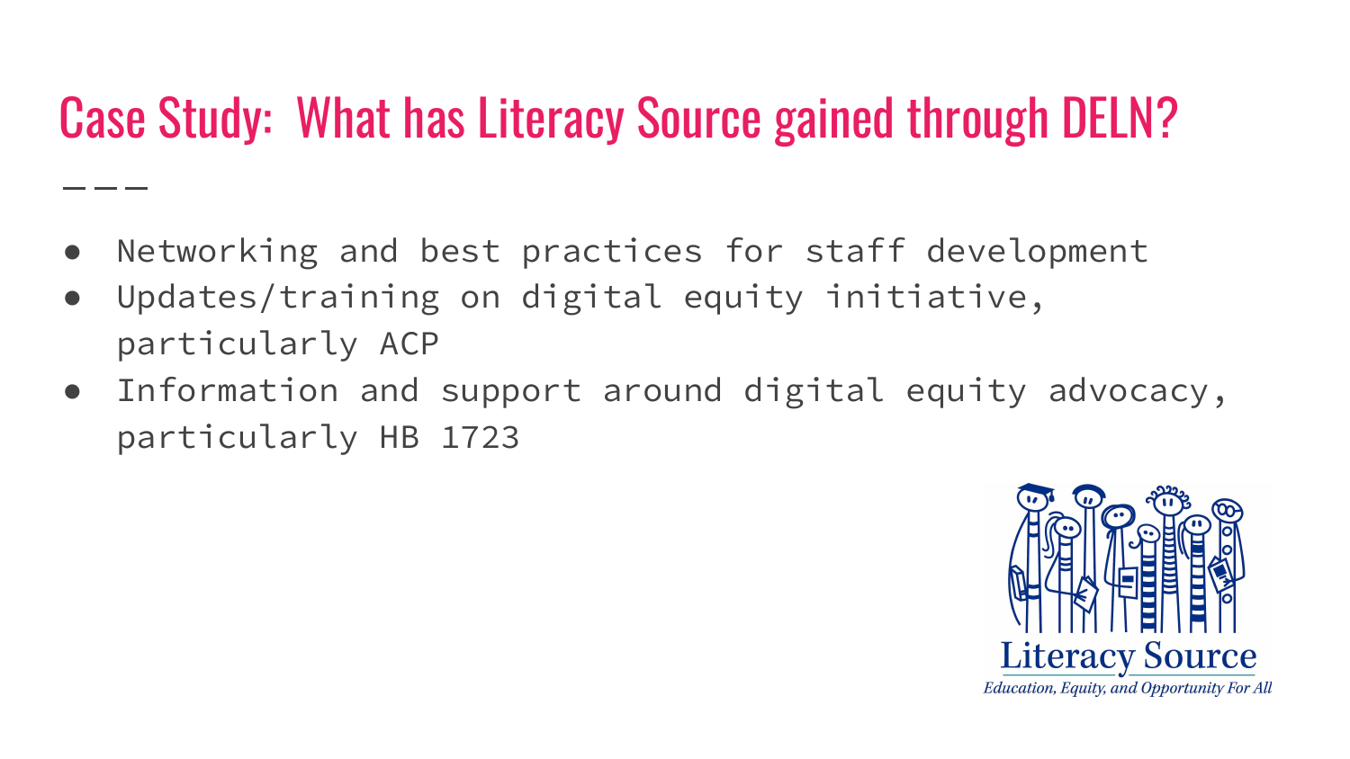# Case Study: What has Literacy Source gained through DELN?

- Networking and best practices for staff development
- Updates/training on digital equity initiative, particularly ACP
- Information and support around digital equity advocacy, particularly HB 1723

Literacy Source

*Education, Equity, and Opportunity For All*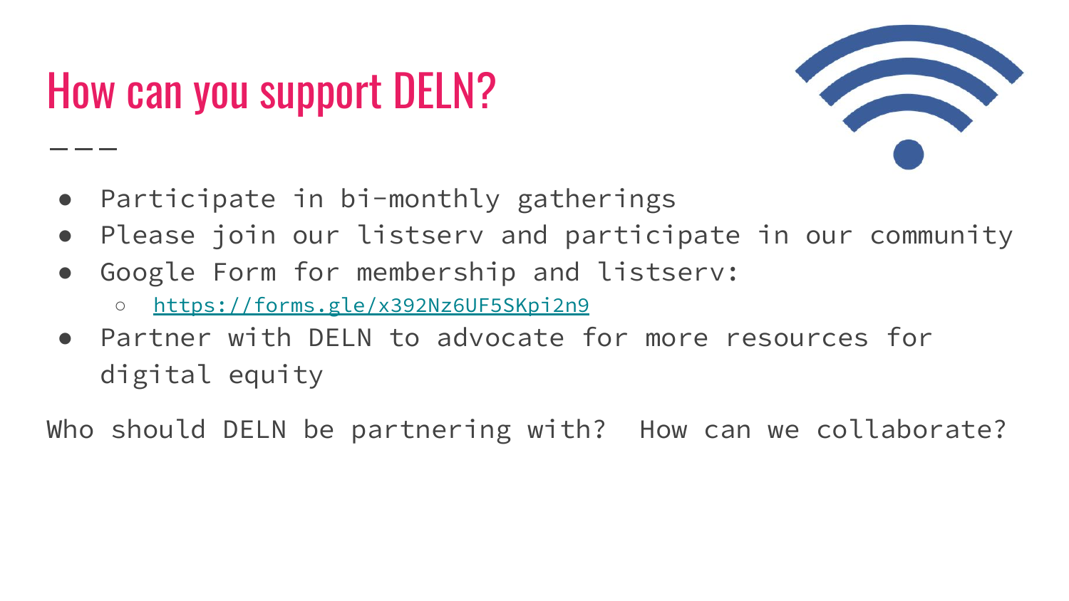# How can you support DELN?

- Participate in bi-monthly gatherings
- Please join our listserv and participate in our community
- Google Form for membership and listserv:
  - https://forms.gle/x392Nz6UF5SKpi2n9
- Partner with DELN to advocate for more resources for digital equity

Who should DELN be partnering with? How can we collaborate?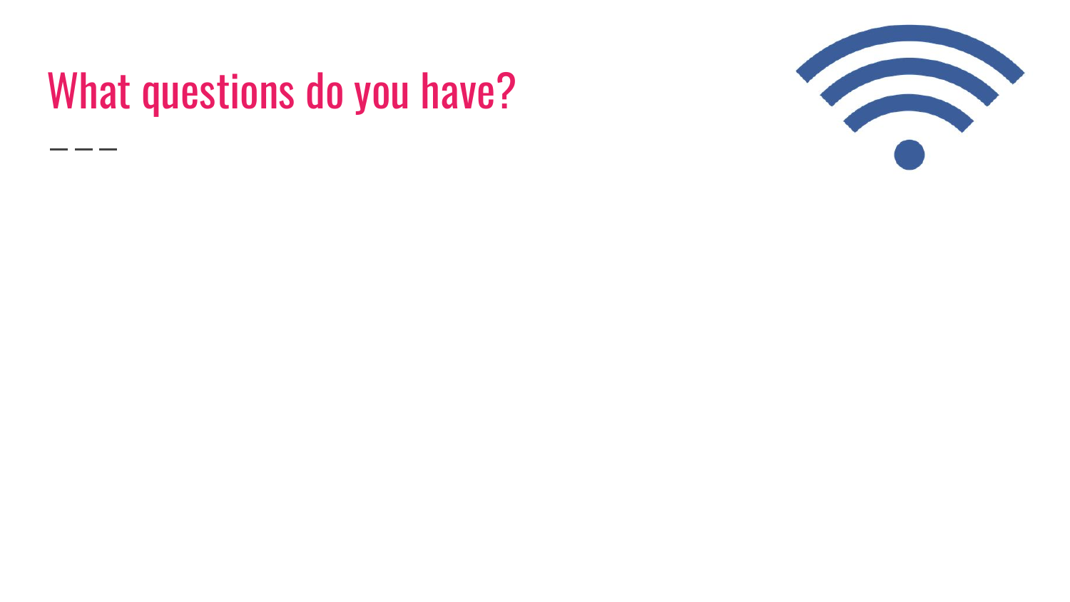# What questions do you have?